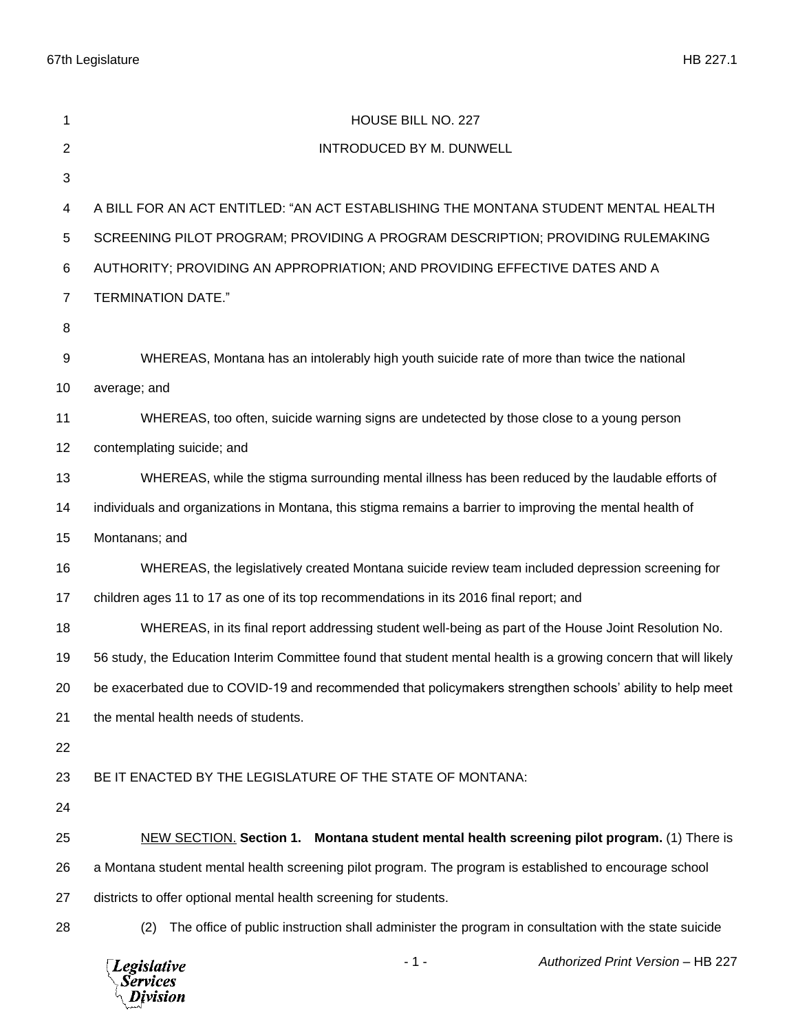HOUSE BILL NO. 227

INTRODUCED BY M. DUNWELL

A BILL FOR AN ACT ENTITLED: "AN ACT ESTABLISHING THE MONTANA STUDENT MENTAL HEALTH SCREENING PILOT PROGRAM; PROVIDING A PROGRAM DESCRIPTION; PROVIDING RULEMAKING AUTHORITY; PROVIDING AN APPROPRIATION; AND PROVIDING EFFECTIVE DATES AND A TERMINATION DATE."

WHEREAS, Montana has an intolerably high youth suicide rate of more than twice the national average; and

WHEREAS, too often, suicide warning signs are undetected by those close to a young person contemplating suicide; and

WHEREAS, while the stigma surrounding mental illness has been reduced by the laudable efforts of individuals and organizations in Montana, this stigma remains a barrier to improving the mental health of Montanans; and

WHEREAS, the legislatively created Montana suicide review team included depression screening for children ages 11 to 17 as one of its top recommendations in its 2016 final report; and

WHEREAS, in its final report addressing student well-being as part of the House Joint Resolution No. 56 study, the Education Interim Committee found that student mental health is a growing concern that will likely be exacerbated due to COVID-19 and recommended that policymakers strengthen schools' ability to help meet the mental health needs of students.

BE IT ENACTED BY THE LEGISLATURE OF THE STATE OF MONTANA:

NEW SECTION. **Section 1. Montana student mental health screening pilot program.** (1) There is a Montana student mental health screening pilot program. The program is established to encourage school districts to offer optional mental health screening for students.

(2) The office of public instruction shall administer the program in consultation with the state suicide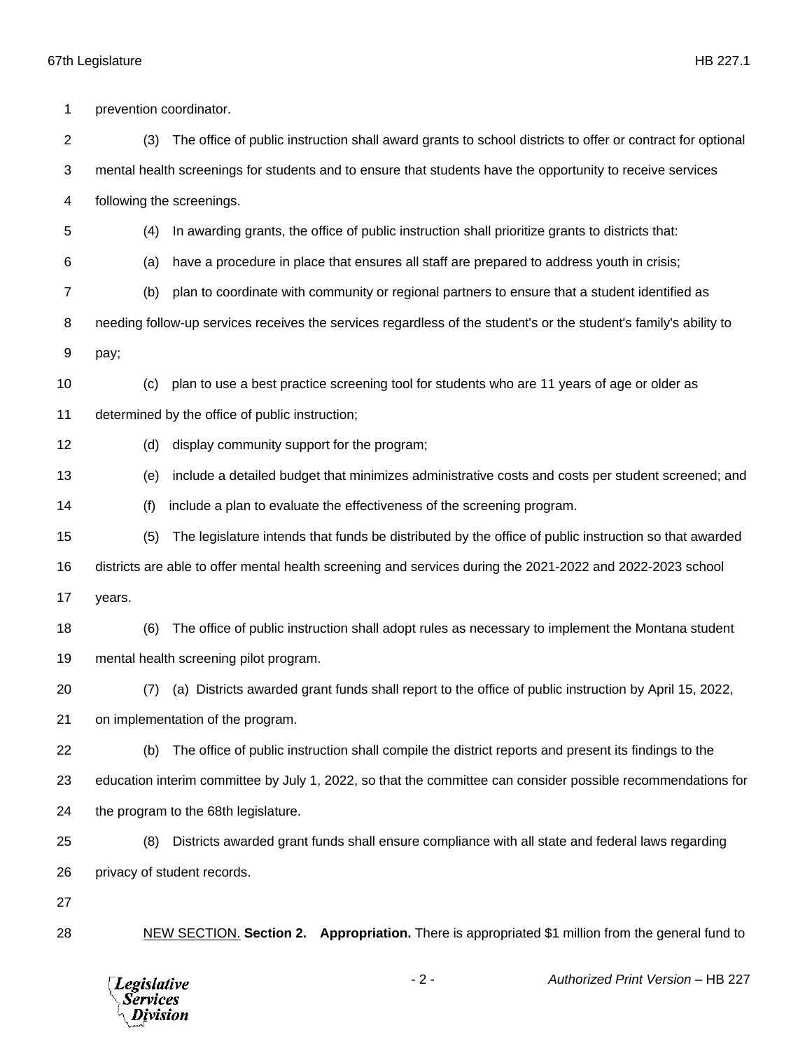prevention coordinator.

(3) The office of public instruction shall award grants to school districts to offer or contract for optional mental health screenings for students and to ensure that students have the opportunity to receive services following the screenings.

(4) In awarding grants, the office of public instruction shall prioritize grants to districts that:

(a) have a procedure in place that ensures all staff are prepared to address youth in crisis;

(b) plan to coordinate with community or regional partners to ensure that a student identified as needing follow-up services receives the services regardless of the student's or the student's family's ability to pay;

(c) plan to use a best practice screening tool for students who are 11 years of age or older as determined by the office of public instruction;

(d) display community support for the program;

(e) include a detailed budget that minimizes administrative costs and costs per student screened; and

(f) include a plan to evaluate the effectiveness of the screening program.

(5) The legislature intends that funds be distributed by the office of public instruction so that awarded districts are able to offer mental health screening and services during the 2021-2022 and 2022-2023 school years.

(6) The office of public instruction shall adopt rules as necessary to implement the Montana student mental health screening pilot program.

(7) (a) Districts awarded grant funds shall report to the office of public instruction by April 15, 2022, on implementation of the program.

(b) The office of public instruction shall compile the district reports and present its findings to the education interim committee by July 1, 2022, so that the committee can consider possible recommendations for the program to the 68th legislature.

(8) Districts awarded grant funds shall ensure compliance with all state and federal laws regarding privacy of student records.

NEW SECTION. **Section 2. Appropriation.** There is appropriated $1 million from the general fund to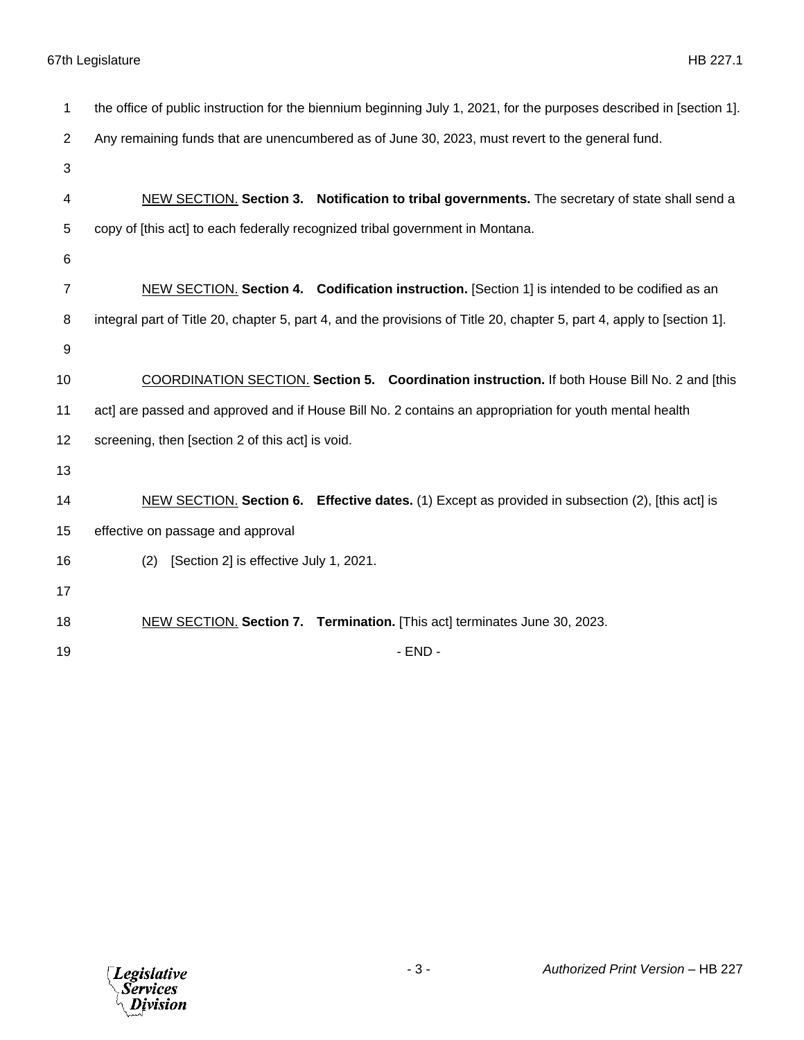the office of public instruction for the biennium beginning July 1, 2021, for the purposes described in [section 1]. Any remaining funds that are unencumbered as of June 30, 2023, must revert to the general fund.

NEW SECTION. **Section 3. Notification to tribal governments.** The secretary of state shall send a copy of [this act] to each federally recognized tribal government in Montana.

NEW SECTION. **Section 4. Codification instruction.** [Section 1] is intended to be codified as an integral part of Title 20, chapter 5, part 4, and the provisions of Title 20, chapter 5, part 4, apply to [section 1].

COORDINATION SECTION. **Section 5. Coordination instruction.** If both House Bill No. 2 and [this act] are passed and approved and if House Bill No. 2 contains an appropriation for youth mental health screening, then [section 2 of this act] is void.

NEW SECTION. **Section 6. Effective dates.** (1) Except as provided in subsection (2), [this act] is effective on passage and approval

(2) [Section 2] is effective July 1, 2021.

NEW SECTION. **Section 7. Termination.** [This act] terminates June 30, 2023.

- END -